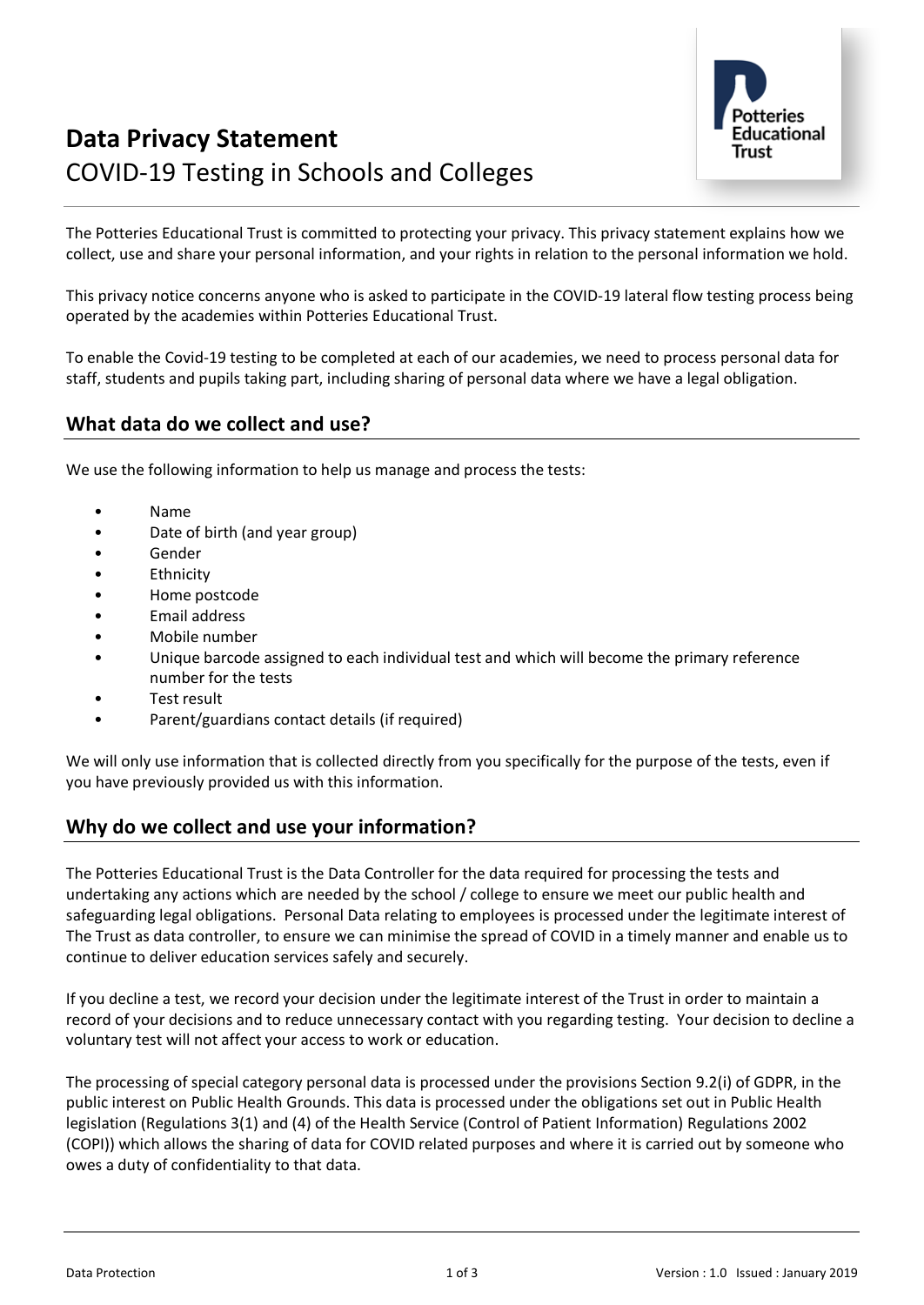# Data Privacy Statement

## COVID-19 Testing in Schools and Colleges

The Potteries Educational Trust is committed to protecting your privacy. This privacy statement explains how we collect, use and share your personal information, and your rights in relation to the personal information we hold.

This privacy notice concerns anyone who is asked to participate in the COVID-19 lateral flow testing process being operated by the academies within Potteries Educational Trust.

To enable the Covid-19 testing to be completed at each of our academies, we need to process personal data for staff, students and pupils taking part, including sharing of personal data where we have a legal obligation.

## What data do we collect and use?

We use the following information to help us manage and process the tests:

- Name
- Date of birth (and year group)
- Gender
- Ethnicity
- Home postcode
- Email address
- Mobile number
- Unique barcode assigned to each individual test and which will become the primary reference number for the tests
- Test result
- Parent/guardians contact details (if required)

We will only use information that is collected directly from you specifically for the purpose of the tests, even if you have previously provided us with this information.

## Why do we collect and use your information?

The Potteries Educational Trust is the Data Controller for the data required for processing the tests and undertaking any actions which are needed by the school / college to ensure we meet our public health and safeguarding legal obligations. Personal Data relating to employees is processed under the legitimate interest of The Trust as data controller, to ensure we can minimise the spread of COVID in a timely manner and enable us to continue to deliver education services safely and securely.

If you decline a test, we record your decision under the legitimate interest of the Trust in order to maintain a record of your decisions and to reduce unnecessary contact with you regarding testing. Your decision to decline a voluntary test will not affect your access to work or education.

The processing of special category personal data is processed under the provisions Section 9.2(i) of GDPR, in the public interest on Public Health Grounds. This data is processed under the obligations set out in Public Health legislation (Regulations 3(1) and (4) of the Health Service (Control of Patient Information) Regulations 2002 (COPI)) which allows the sharing of data for COVID related purposes and where it is carried out by someone who owes a duty of confidentiality to that data.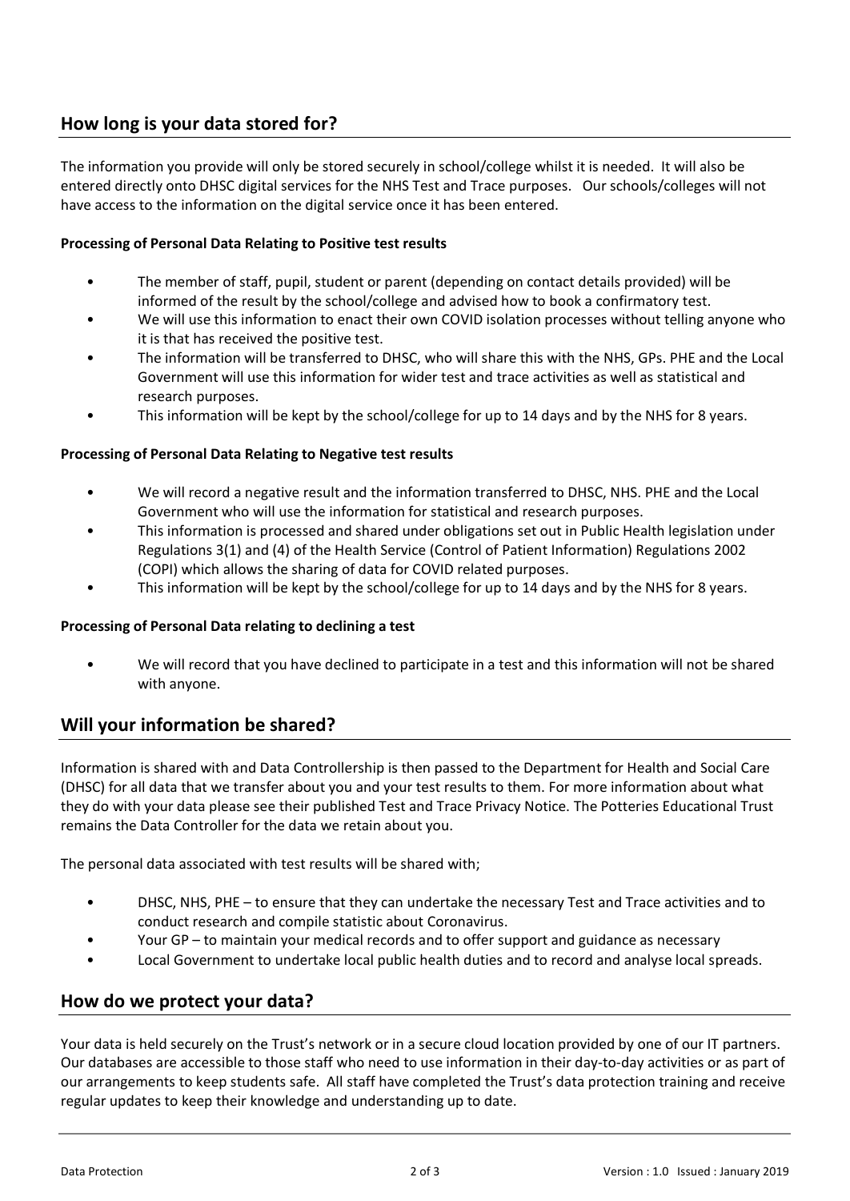## How long is your data stored for?

The information you provide will only be stored securely in school/college whilst it is needed. It will also be entered directly onto DHSC digital services for the NHS Test and Trace purposes. Our schools/colleges will not have access to the information on the digital service once it has been entered.

**Processing of Personal Data Relating to Positive test results**

- The member of staff, pupil, student or parent (depending on contact details provided) will be informed of the result by the school/college and advised how to book a confirmatory test.
- We will use this information to enact their own COVID isolation processes without telling anyone who it is that has received the positive test.
- The information will be transferred to DHSC, who will share this with the NHS, GPs. PHE and the Local Government will use this information for wider test and trace activities as well as statistical and research purposes.
- This information will be kept by the school/college for up to 14 days and by the NHS for 8 years.

**Processing of Personal Data Relating to Negative test results**

- We will record a negative result and the information transferred to DHSC, NHS. PHE and the Local Government who will use the information for statistical and research purposes.
- This information is processed and shared under obligations set out in Public Health legislation under Regulations 3(1) and (4) of the Health Service (Control of Patient Information) Regulations 2002 (COPI) which allows the sharing of data for COVID related purposes.
- This information will be kept by the school/college for up to 14 days and by the NHS for 8 years.

**Processing of Personal Data relating to declining a test**

- We will record that you have declined to participate in a test and this information will not be shared with anyone.

## Will your information be shared?

Information is shared with and Data Controllership is then passed to the Department for Health and Social Care (DHSC) for all data that we transfer about you and your test results to them. For more information about what they do with your data please see their published Test and Trace Privacy Notice. The Potteries Educational Trust remains the Data Controller for the data we retain about you.

The personal data associated with test results will be shared with;

- DHSC, NHS, PHE – to ensure that they can undertake the necessary Test and Trace activities and to conduct research and compile statistic about Coronavirus.
- Your GP – to maintain your medical records and to offer support and guidance as necessary
- Local Government to undertake local public health duties and to record and analyse local spreads.

## How do we protect your data?

Your data is held securely on the Trust's network or in a secure cloud location provided by one of our IT partners. Our databases are accessible to those staff who need to use information in their day-to-day activities or as part of our arrangements to keep students safe. All staff have completed the Trust's data protection training and receive regular updates to keep their knowledge and understanding up to date.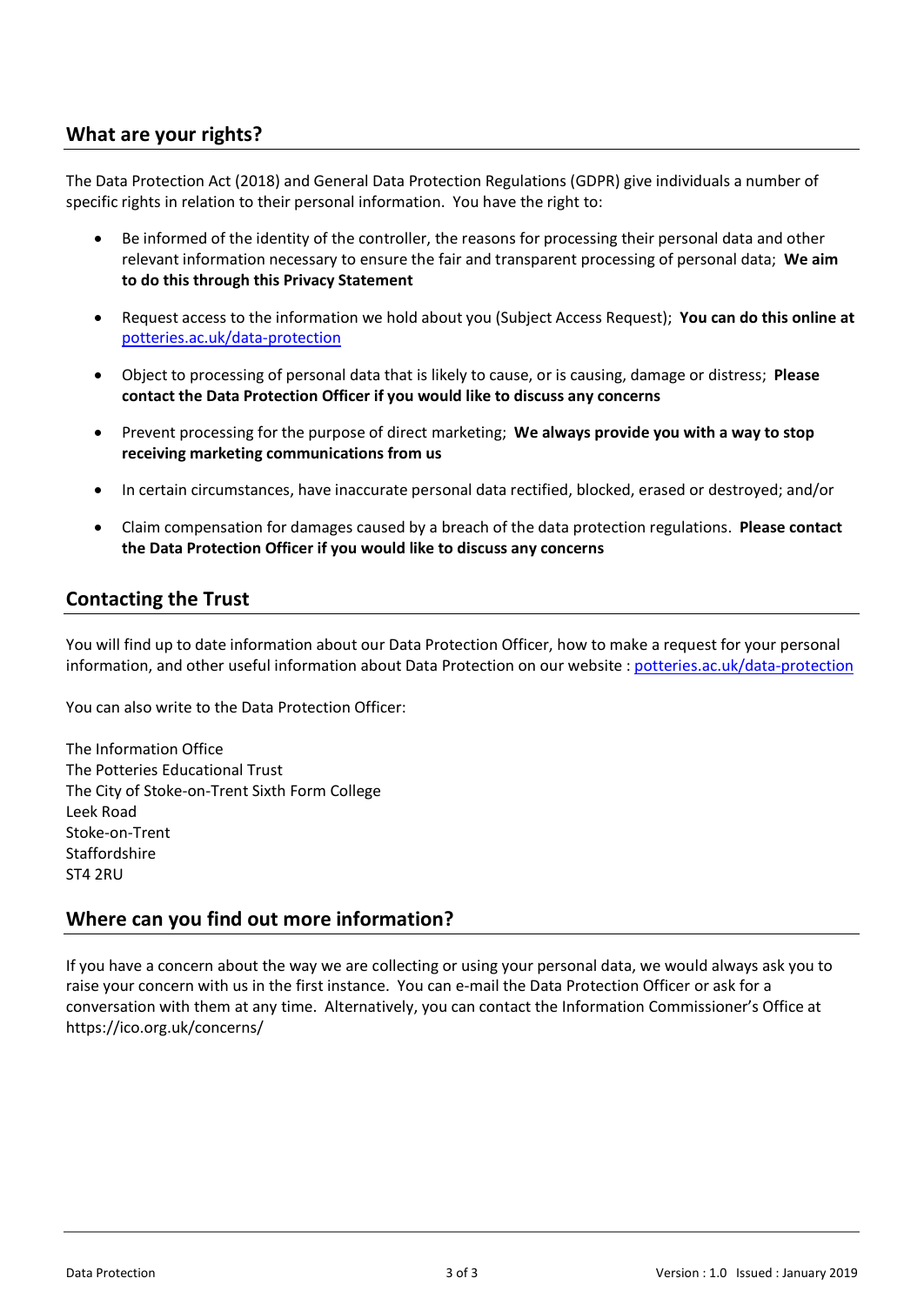## What are your rights?

The Data Protection Act (2018) and General Data Protection Regulations (GDPR) give individuals a number of specific rights in relation to their personal information. You have the right to:

- Be informed of the identity of the controller, the reasons for processing their personal data and other relevant information necessary to ensure the fair and transparent processing of personal data; **We aim to do this through this Privacy Statement**
- Request access to the information we hold about you (Subject Access Request); **You can do this online at** [potteries.ac.uk/data-protection](potteries.ac.uk/data-protection)
- Object to processing of personal data that is likely to cause, or is causing, damage or distress; **Please contact the Data Protection Officer if you would like to discuss any concerns**
- Prevent processing for the purpose of direct marketing; **We always provide you with a way to stop receiving marketing communications from us**
- In certain circumstances, have inaccurate personal data rectified, blocked, erased or destroyed; and/or
- Claim compensation for damages caused by a breach of the data protection regulations. **Please contact the Data Protection Officer if you would like to discuss any concerns**

## Contacting the Trust

You will find up to date information about our Data Protection Officer, how to make a request for your personal information, and other useful information about Data Protection on our website : [potteries.ac.uk/data-protection](potteries.ac.uk/data-protection)

You can also write to the Data Protection Officer:

The Information Office
The Potteries Educational Trust
The City of Stoke-on-Trent Sixth Form College
Leek Road
Stoke-on-Trent
Staffordshire
ST4 2RU

## Where can you find out more information?

If you have a concern about the way we are collecting or using your personal data, we would always ask you to raise your concern with us in the first instance. You can e-mail the Data Protection Officer or ask for a conversation with them at any time. Alternatively, you can contact the Information Commissioner's Office at https://ico.org.uk/concerns/

Data Protection Version : 1.0 Issued : January 2019